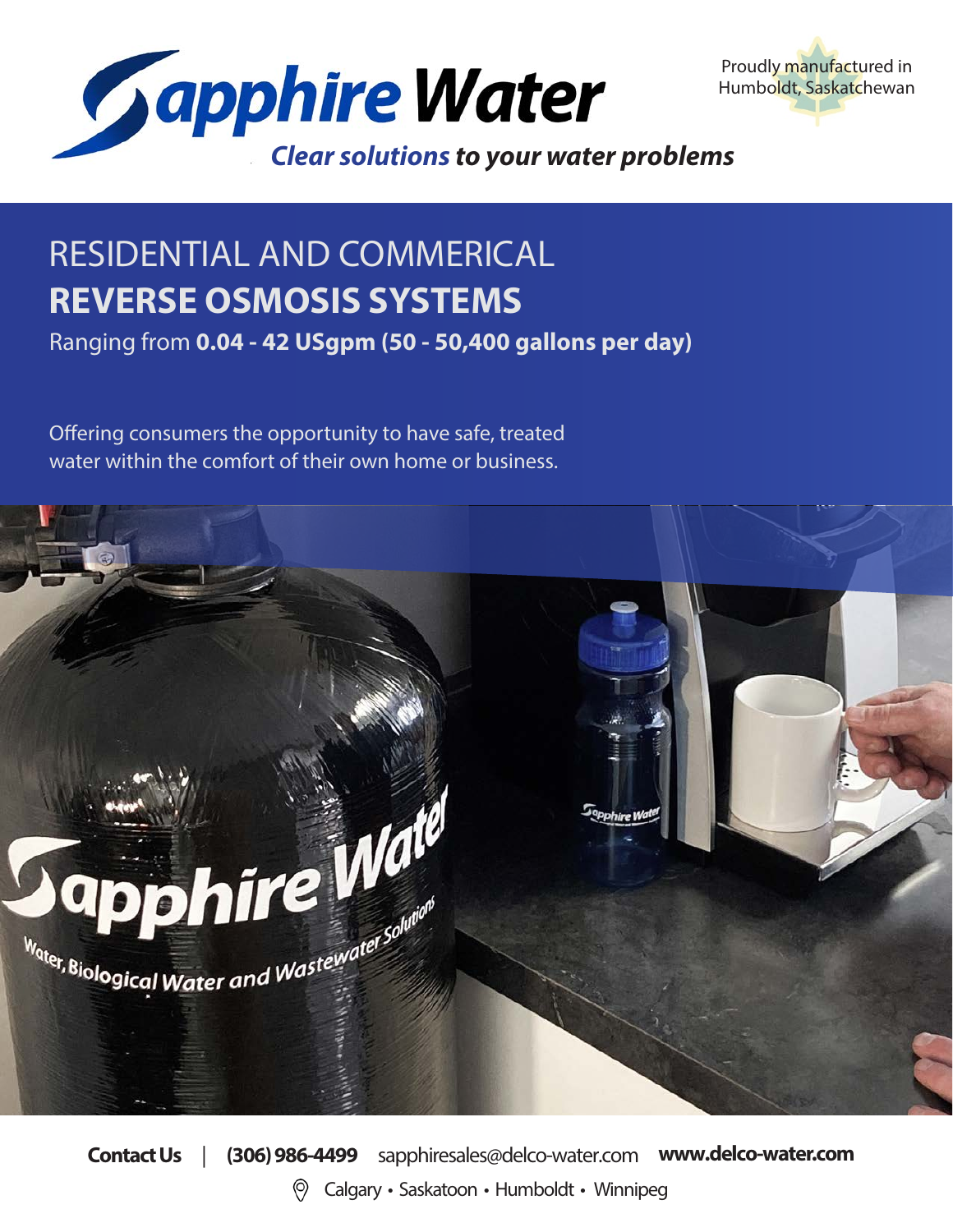# Sapphire Water

*Clear solutions to your water problems*

Proudly manufactured in Humboldt, Saskatchewan

## RESIDENTIAL AND COMMERICAL
## **REVERSE OSMOSIS SYSTEMS**

Ranging from **0.04 - 42 USgpm (50 - 50,400 gallons per day)**

Offering consumers the opportunity to have safe, treated water within the comfort of their own home or business.

**Contact Us** | **(306) 986-4499** sapphiresales@delco-water.com **www.delco-water.com**

Calgary • Saskatoon • Humboldt • Winnipeg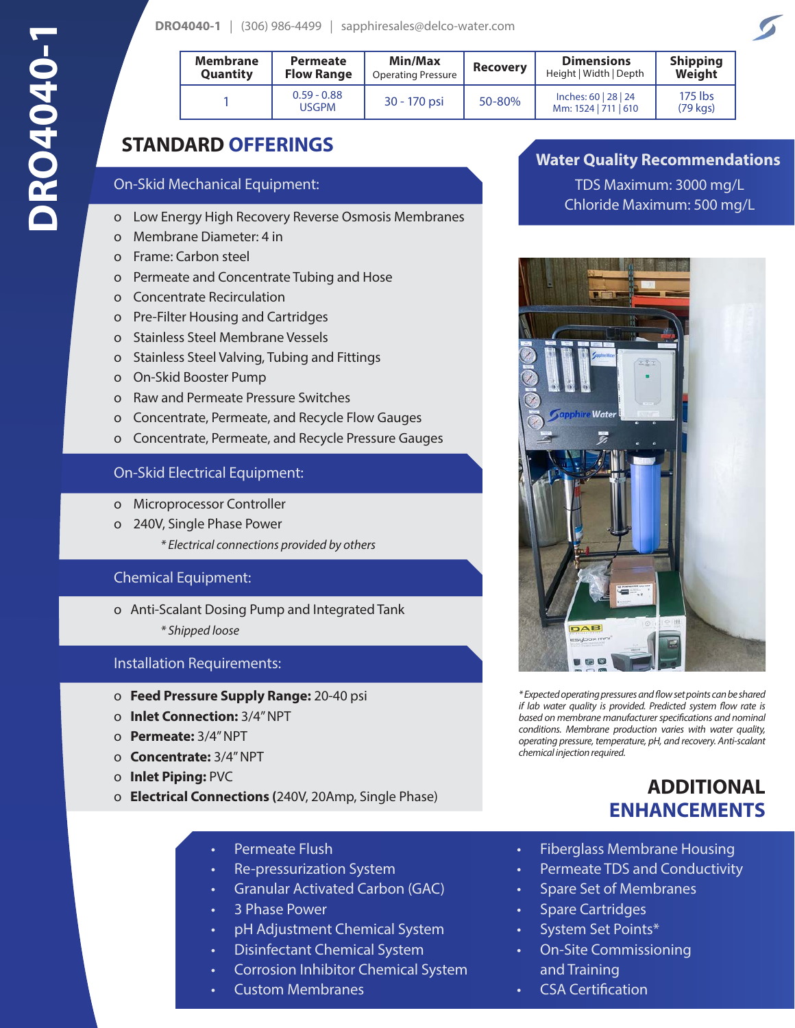# DRO4040-1

DRO4040-1 | (306) 986-4499 | sapphiresales@delco-water.com

| Membrane Quantity | Permeate Flow Range | Min/Max Operating Pressure | Recovery | Dimensions Height \| Width \| Depth | Shipping Weight |
|---|---|---|---|---|---|
| 1 | 0.59 - 0.88 USGPM | 30 - 170 psi | 50-80% | Inches: 60 \| 28 \| 24 Mm: 1524 \| 711 \| 610 | 175 lbs (79 kgs) |

## STANDARD OFFERINGS

### On-Skid Mechanical Equipment:

- Low Energy High Recovery Reverse Osmosis Membranes
- Membrane Diameter: 4 in
- Frame: Carbon steel
- Permeate and Concentrate Tubing and Hose
- Concentrate Recirculation
- Pre-Filter Housing and Cartridges
- Stainless Steel Membrane Vessels
- Stainless Steel Valving, Tubing and Fittings
- On-Skid Booster Pump
- Raw and Permeate Pressure Switches
- Concentrate, Permeate, and Recycle Flow Gauges
- Concentrate, Permeate, and Recycle Pressure Gauges

### On-Skid Electrical Equipment:

- Microprocessor Controller
- 240V, Single Phase Power

  *\* Electrical connections provided by others*

### Chemical Equipment:

- Anti-Scalant Dosing Pump and Integrated Tank

  *\* Shipped loose*

### Installation Requirements:

- **Feed Pressure Supply Range:** 20-40 psi
- **Inlet Connection:** 3/4" NPT
- **Permeate:** 3/4" NPT
- **Concentrate:** 3/4" NPT
- **Inlet Piping:** PVC
- **Electrical Connections (**240V, 20Amp, Single Phase)

## Water Quality Recommendations

TDS Maximum: 3000 mg/L
Chloride Maximum: 500 mg/L

*\* Expected operating pressures and flow set points can be shared if lab water quality is provided. Predicted system flow rate is based on membrane manufacturer specifications and nominal conditions. Membrane production varies with water quality, operating pressure, temperature, pH, and recovery. Anti-scalant chemical injection required.*

## ADDITIONAL ENHANCEMENTS

- Permeate Flush
- Re-pressurization System
- Granular Activated Carbon (GAC)
- 3 Phase Power
- pH Adjustment Chemical System
- Disinfectant Chemical System
- Corrosion Inhibitor Chemical System
- Custom Membranes
- Fiberglass Membrane Housing
- Permeate TDS and Conductivity
- Spare Set of Membranes
- Spare Cartridges
- System Set Points*
- On-Site Commissioning and Training
- CSA Certification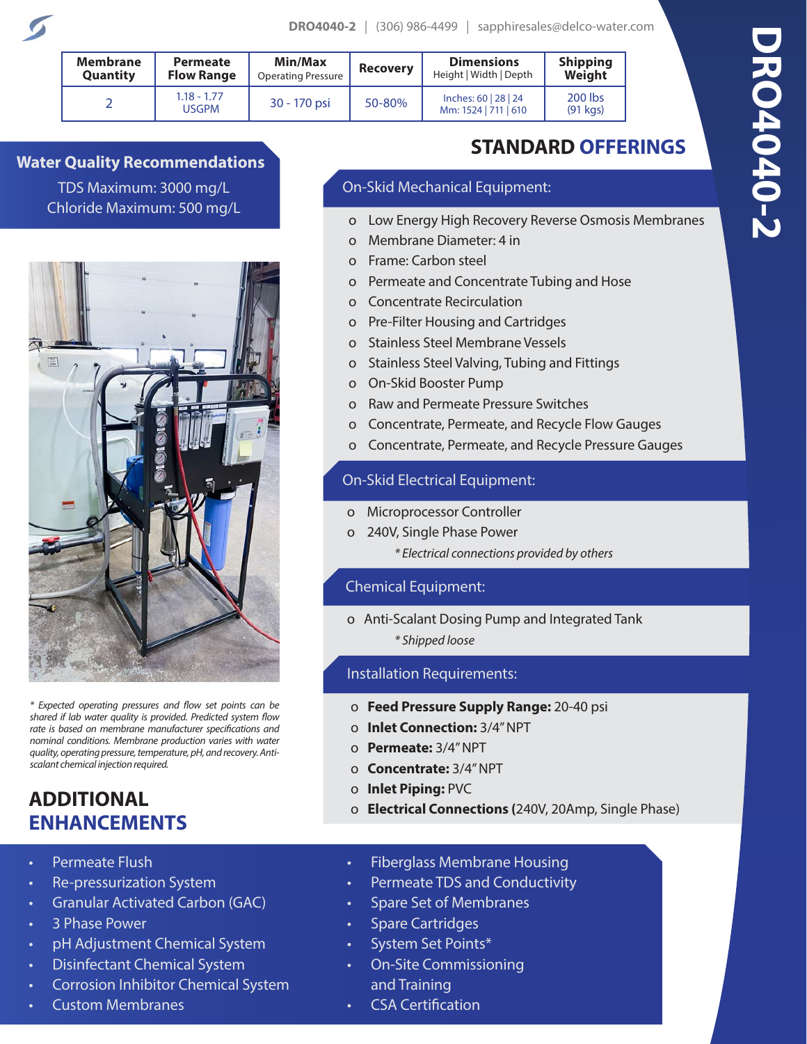# DRO4040-2

DRO4040-2 | (306) 986-4499 | sapphiresales@delco-water.com

| Membrane Quantity | Permeate Flow Range | Min/Max Operating Pressure | Recovery | Dimensions Height \| Width \| Depth | Shipping Weight |
|---|---|---|---|---|---|
| 2 | 1.18 - 1.77 USGPM | 30 - 170 psi | 50-80% | Inches: 60 \| 28 \| 24 Mm: 1524 \| 711 \| 610 | 200 lbs (91 kgs) |

## Water Quality Recommendations

TDS Maximum: 3000 mg/L
Chloride Maximum: 500 mg/L

*\* Expected operating pressures and flow set points can be shared if lab water quality is provided. Predicted system flow rate is based on membrane manufacturer specifications and nominal conditions. Membrane production varies with water quality, operating pressure, temperature, pH, and recovery. Anti-scalant chemical injection required.*

## STANDARD OFFERINGS

### On-Skid Mechanical Equipment:

- Low Energy High Recovery Reverse Osmosis Membranes
- Membrane Diameter: 4 in
- Frame: Carbon steel
- Permeate and Concentrate Tubing and Hose
- Concentrate Recirculation
- Pre-Filter Housing and Cartridges
- Stainless Steel Membrane Vessels
- Stainless Steel Valving, Tubing and Fittings
- On-Skid Booster Pump
- Raw and Permeate Pressure Switches
- Concentrate, Permeate, and Recycle Flow Gauges
- Concentrate, Permeate, and Recycle Pressure Gauges

### On-Skid Electrical Equipment:

- Microprocessor Controller
- 240V, Single Phase Power

  *\* Electrical connections provided by others*

### Chemical Equipment:

- Anti-Scalant Dosing Pump and Integrated Tank

  *\* Shipped loose*

### Installation Requirements:

- **Feed Pressure Supply Range:** 20-40 psi
- **Inlet Connection:** 3/4" NPT
- **Permeate:** 3/4" NPT
- **Concentrate:** 3/4" NPT
- **Inlet Piping:** PVC
- **Electrical Connections (**240V, 20Amp, Single Phase)

## ADDITIONAL ENHANCEMENTS

- Permeate Flush
- Re-pressurization System
- Granular Activated Carbon (GAC)
- 3 Phase Power
- pH Adjustment Chemical System
- Disinfectant Chemical System
- Corrosion Inhibitor Chemical System
- Custom Membranes
- Fiberglass Membrane Housing
- Permeate TDS and Conductivity
- Spare Set of Membranes
- Spare Cartridges
- System Set Points*
- On-Site Commissioning and Training
- CSA Certification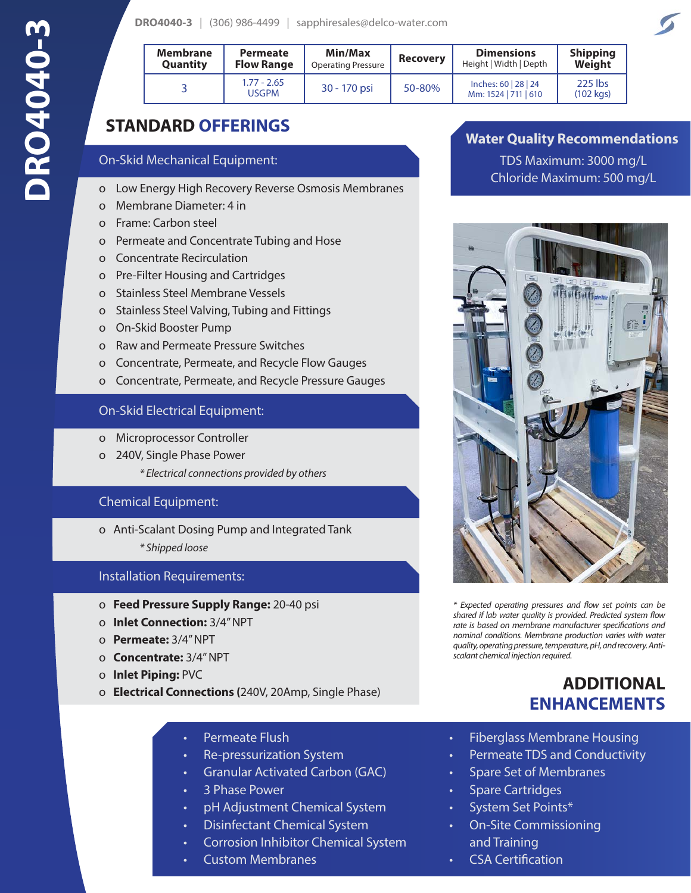# DRO4040-3

DRO4040-3 | (306) 986-4499 | sapphiresales@delco-water.com

| Membrane Quantity | Permeate Flow Range | Min/Max Operating Pressure | Recovery | Dimensions Height \| Width \| Depth | Shipping Weight |
|---|---|---|---|---|---|
| 3 | 1.77 - 2.65 USGPM | 30 - 170 psi | 50-80% | Inches: 60 \| 28 \| 24 Mm: 1524 \| 711 \| 610 | 225 lbs (102 kgs) |

## STANDARD OFFERINGS

### On-Skid Mechanical Equipment:

- Low Energy High Recovery Reverse Osmosis Membranes
- Membrane Diameter: 4 in
- Frame: Carbon steel
- Permeate and Concentrate Tubing and Hose
- Concentrate Recirculation
- Pre-Filter Housing and Cartridges
- Stainless Steel Membrane Vessels
- Stainless Steel Valving, Tubing and Fittings
- On-Skid Booster Pump
- Raw and Permeate Pressure Switches
- Concentrate, Permeate, and Recycle Flow Gauges
- Concentrate, Permeate, and Recycle Pressure Gauges

### On-Skid Electrical Equipment:

- Microprocessor Controller
- 240V, Single Phase Power

*\* Electrical connections provided by others*

### Chemical Equipment:

- Anti-Scalant Dosing Pump and Integrated Tank

*\* Shipped loose*

### Installation Requirements:

- **Feed Pressure Supply Range:** 20-40 psi
- **Inlet Connection:** 3/4" NPT
- **Permeate:** 3/4" NPT
- **Concentrate:** 3/4" NPT
- **Inlet Piping:** PVC
- **Electrical Connections (**240V, 20Amp, Single Phase)

### Water Quality Recommendations

TDS Maximum: 3000 mg/L
Chloride Maximum: 500 mg/L

*\* Expected operating pressures and flow set points can be shared if lab water quality is provided. Predicted system flow rate is based on membrane manufacturer specifications and nominal conditions. Membrane production varies with water quality, operating pressure, temperature, pH, and recovery. Anti-scalant chemical injection required.*

## ADDITIONAL ENHANCEMENTS

- Permeate Flush
- Re-pressurization System
- Granular Activated Carbon (GAC)
- 3 Phase Power
- pH Adjustment Chemical System
- Disinfectant Chemical System
- Corrosion Inhibitor Chemical System
- Custom Membranes
- Fiberglass Membrane Housing
- Permeate TDS and Conductivity
- Spare Set of Membranes
- Spare Cartridges
- System Set Points*
- On-Site Commissioning and Training
- CSA Certification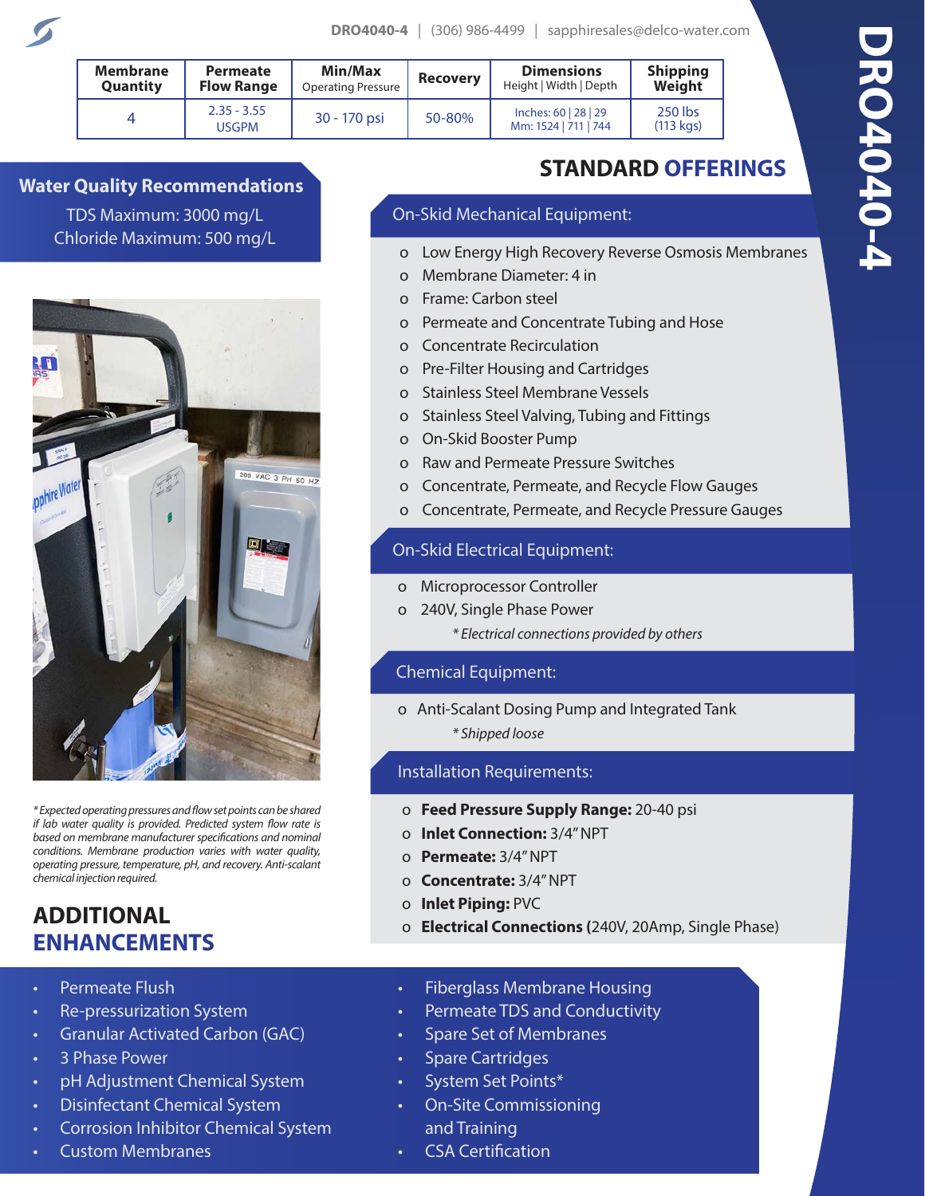DRO4040-4 | (306) 986-4499 | sapphiresales@delco-water.com

# DRO4040-4

| Membrane Quantity | Permeate Flow Range | Min/Max Operating Pressure | Recovery | Dimensions Height \| Width \| Depth | Shipping Weight |
|---|---|---|---|---|---|
| 4 | 2.35 - 3.55 USGPM | 30 - 170 psi | 50-80% | Inches: 60 \| 28 \| 29 Mm: 1524 \| 711 \| 744 | 250 lbs (113 kgs) |

## Water Quality Recommendations

TDS Maximum: 3000 mg/L
Chloride Maximum: 500 mg/L

*Expected operating pressures and flow set points can be shared if lab water quality is provided. Predicted system flow rate is based on membrane manufacturer specifications and nominal conditions. Membrane production varies with water quality, operating pressure, temperature, pH, and recovery. Anti-scalant chemical injection required.*

## STANDARD OFFERINGS

### On-Skid Mechanical Equipment:

- Low Energy High Recovery Reverse Osmosis Membranes
- Membrane Diameter: 4 in
- Frame: Carbon steel
- Permeate and Concentrate Tubing and Hose
- Concentrate Recirculation
- Pre-Filter Housing and Cartridges
- Stainless Steel Membrane Vessels
- Stainless Steel Valving, Tubing and Fittings
- On-Skid Booster Pump
- Raw and Permeate Pressure Switches
- Concentrate, Permeate, and Recycle Flow Gauges
- Concentrate, Permeate, and Recycle Pressure Gauges

### On-Skid Electrical Equipment:

- Microprocessor Controller
- 240V, Single Phase Power

  *\* Electrical connections provided by others*

### Chemical Equipment:

- Anti-Scalant Dosing Pump and Integrated Tank

  *\* Shipped loose*

### Installation Requirements:

- **Feed Pressure Supply Range:** 20-40 psi
- **Inlet Connection:** 3/4" NPT
- **Permeate:** 3/4" NPT
- **Concentrate:** 3/4" NPT
- **Inlet Piping:** PVC
- **Electrical Connections (**240V, 20Amp, Single Phase)

## ADDITIONAL ENHANCEMENTS

- Permeate Flush
- Re-pressurization System
- Granular Activated Carbon (GAC)
- 3 Phase Power
- pH Adjustment Chemical System
- Disinfectant Chemical System
- Corrosion Inhibitor Chemical System
- Custom Membranes
- Fiberglass Membrane Housing
- Permeate TDS and Conductivity
- Spare Set of Membranes
- Spare Cartridges
- System Set Points*
- On-Site Commissioning and Training
- CSA Certification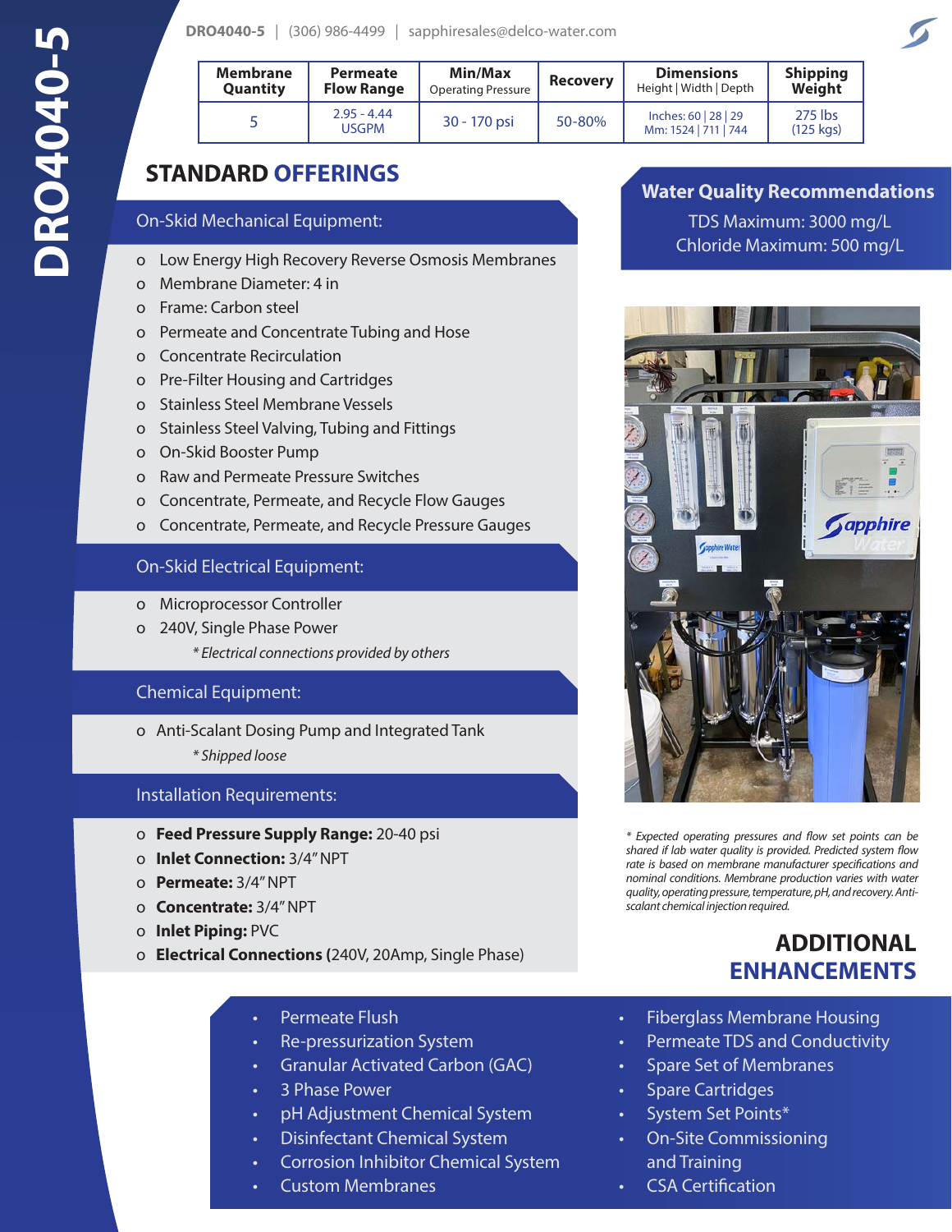# DRO4040-5

DRO4040-5 | (306) 986-4499 | sapphiresales@delco-water.com

| Membrane Quantity | Permeate Flow Range | Min/Max Operating Pressure | Recovery | Dimensions Height \| Width \| Depth | Shipping Weight |
|---|---|---|---|---|---|
| 5 | 2.95 - 4.44 USGPM | 30 - 170 psi | 50-80% | Inches: 60 \| 28 \| 29 Mm: 1524 \| 711 \| 744 | 275 lbs (125 kgs) |

## STANDARD OFFERINGS

### On-Skid Mechanical Equipment:

- Low Energy High Recovery Reverse Osmosis Membranes
- Membrane Diameter: 4 in
- Frame: Carbon steel
- Permeate and Concentrate Tubing and Hose
- Concentrate Recirculation
- Pre-Filter Housing and Cartridges
- Stainless Steel Membrane Vessels
- Stainless Steel Valving, Tubing and Fittings
- On-Skid Booster Pump
- Raw and Permeate Pressure Switches
- Concentrate, Permeate, and Recycle Flow Gauges
- Concentrate, Permeate, and Recycle Pressure Gauges

### On-Skid Electrical Equipment:

- Microprocessor Controller
- 240V, Single Phase Power

  *\* Electrical connections provided by others*

### Chemical Equipment:

- Anti-Scalant Dosing Pump and Integrated Tank

  *\* Shipped loose*

### Installation Requirements:

- **Feed Pressure Supply Range:** 20-40 psi
- **Inlet Connection:** 3/4" NPT
- **Permeate:** 3/4" NPT
- **Concentrate:** 3/4" NPT
- **Inlet Piping:** PVC
- **Electrical Connections (**240V, 20Amp, Single Phase)

### Water Quality Recommendations

TDS Maximum: 3000 mg/L
Chloride Maximum: 500 mg/L

*\* Expected operating pressures and flow set points can be shared if lab water quality is provided. Predicted system flow rate is based on membrane manufacturer specifications and nominal conditions. Membrane production varies with water quality, operating pressure, temperature, pH, and recovery. Anti-scalant chemical injection required.*

## ADDITIONAL ENHANCEMENTS

- Permeate Flush
- Re-pressurization System
- Granular Activated Carbon (GAC)
- 3 Phase Power
- pH Adjustment Chemical System
- Disinfectant Chemical System
- Corrosion Inhibitor Chemical System
- Custom Membranes
- Fiberglass Membrane Housing
- Permeate TDS and Conductivity
- Spare Set of Membranes
- Spare Cartridges
- System Set Points*
- On-Site Commissioning and Training
- CSA Certification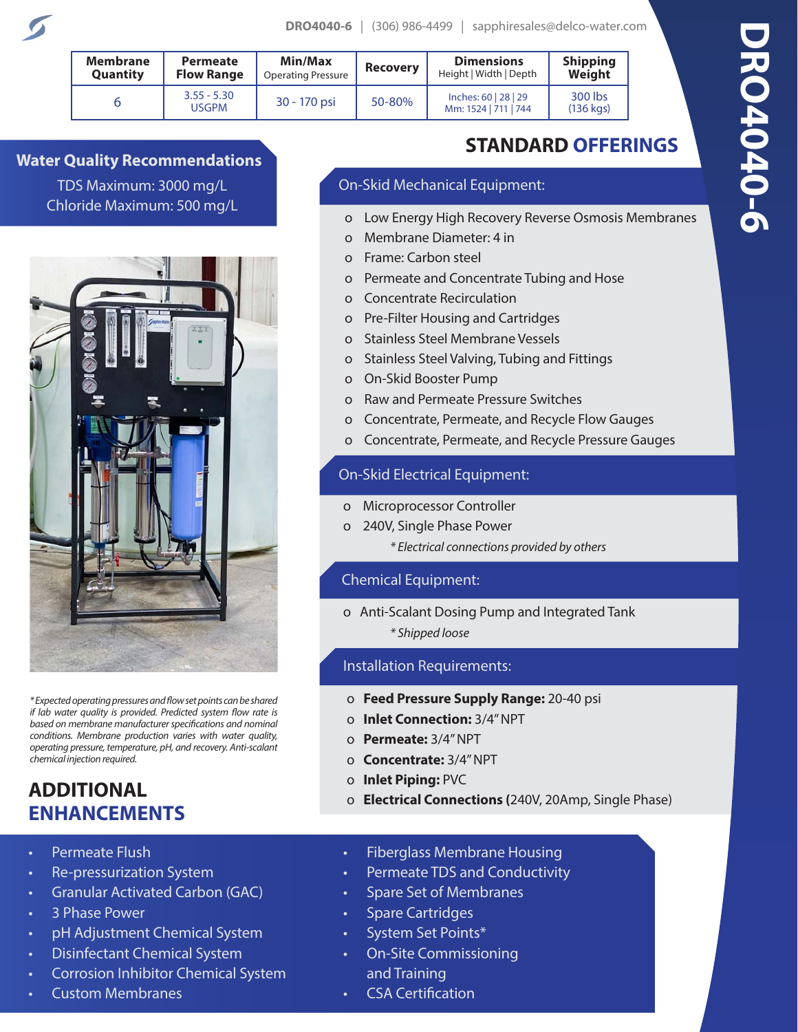DRO4040-6 | (306) 986-4499 | sapphiresales@delco-water.com

# DRO4040-6

| Membrane Quantity | Permeate Flow Range | Min/Max Operating Pressure | Recovery | Dimensions Height \| Width \| Depth | Shipping Weight |
|---|---|---|---|---|---|
| 6 | 3.55 - 5.30 USGPM | 30 - 170 psi | 50-80% | Inches: 60 \| 28 \| 29<br>Mm: 1524 \| 711 \| 744 | 300 lbs (136 kgs) |

## Water Quality Recommendations

TDS Maximum: 3000 mg/L
Chloride Maximum: 500 mg/L

*\*Expected operating pressures and flow set points can be shared if lab water quality is provided. Predicted system flow rate is based on membrane manufacturer specifications and nominal conditions. Membrane production varies with water quality, operating pressure, temperature, pH, and recovery. Anti-scalant chemical injection required.*

## STANDARD OFFERINGS

### On-Skid Mechanical Equipment:

- Low Energy High Recovery Reverse Osmosis Membranes
- Membrane Diameter: 4 in
- Frame: Carbon steel
- Permeate and Concentrate Tubing and Hose
- Concentrate Recirculation
- Pre-Filter Housing and Cartridges
- Stainless Steel Membrane Vessels
- Stainless Steel Valving, Tubing and Fittings
- On-Skid Booster Pump
- Raw and Permeate Pressure Switches
- Concentrate, Permeate, and Recycle Flow Gauges
- Concentrate, Permeate, and Recycle Pressure Gauges

### On-Skid Electrical Equipment:

- Microprocessor Controller
- 240V, Single Phase Power

*\*Electrical connections provided by others*

### Chemical Equipment:

- Anti-Scalant Dosing Pump and Integrated Tank

*\*Shipped loose*

### Installation Requirements:

- **Feed Pressure Supply Range:** 20-40 psi
- **Inlet Connection:** 3/4" NPT
- **Permeate:** 3/4" NPT
- **Concentrate:** 3/4" NPT
- **Inlet Piping:** PVC
- **Electrical Connections (**240V, 20Amp, Single Phase)

## ADDITIONAL ENHANCEMENTS

- Permeate Flush
- Re-pressurization System
- Granular Activated Carbon (GAC)
- 3 Phase Power
- pH Adjustment Chemical System
- Disinfectant Chemical System
- Corrosion Inhibitor Chemical System
- Custom Membranes
- Fiberglass Membrane Housing
- Permeate TDS and Conductivity
- Spare Set of Membranes
- Spare Cartridges
- System Set Points*
- On-Site Commissioning and Training
- CSA Certification